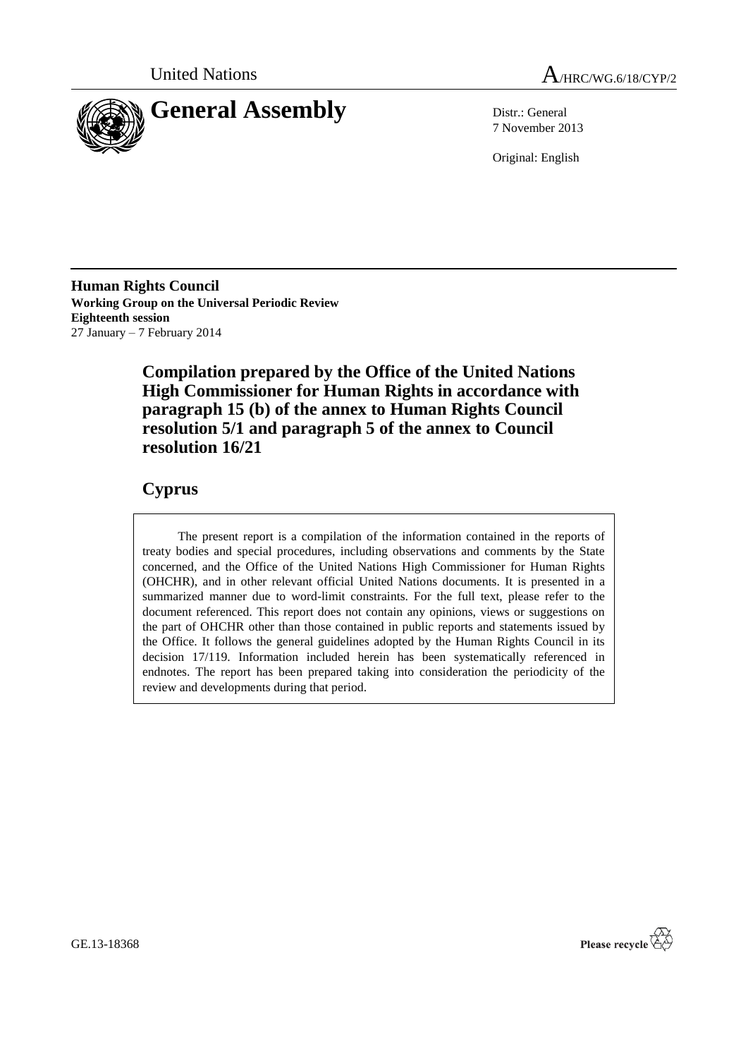United Nations

A/HRC/WG.6/18/CYP/2

# General Assembly

Distr.: General
7 November 2013

Original: English

**Human Rights Council**
**Working Group on the Universal Periodic Review**
**Eighteenth session**
27 January – 7 February 2014

## Compilation prepared by the Office of the United Nations High Commissioner for Human Rights in accordance with paragraph 15 (b) of the annex to Human Rights Council resolution 5/1 and paragraph 5 of the annex to Council resolution 16/21

## Cyprus

The present report is a compilation of the information contained in the reports of treaty bodies and special procedures, including observations and comments by the State concerned, and the Office of the United Nations High Commissioner for Human Rights (OHCHR), and in other relevant official United Nations documents. It is presented in a summarized manner due to word-limit constraints. For the full text, please refer to the document referenced. This report does not contain any opinions, views or suggestions on the part of OHCHR other than those contained in public reports and statements issued by the Office. It follows the general guidelines adopted by the Human Rights Council in its decision 17/119. Information included herein has been systematically referenced in endnotes. The report has been prepared taking into consideration the periodicity of the review and developments during that period.

GE.13-18368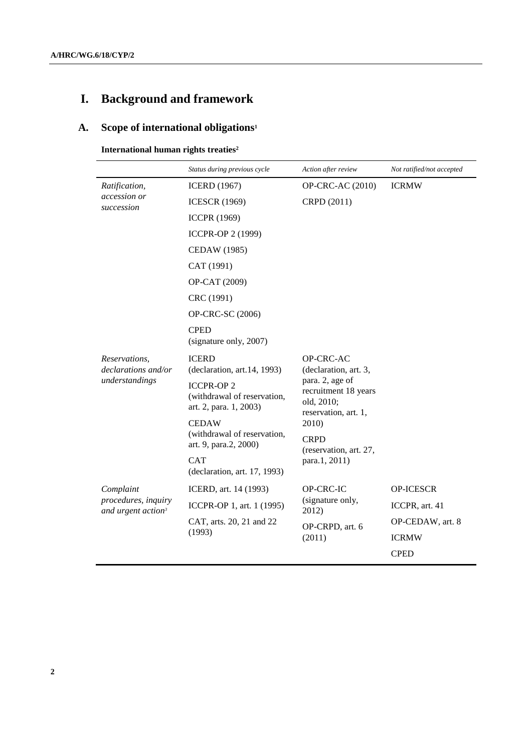# I. Background and framework

## A. Scope of international obligations[1]

### International human rights treaties[2]

| | *Status during previous cycle* | *Action after review* | *Not ratified/not accepted* |
|---|---|---|---|
| *Ratification, accession or succession* | ICERD (1967)<br>ICESCR (1969)<br>ICCPR (1969)<br>ICCPR-OP 2 (1999)<br>CEDAW (1985)<br>CAT (1991)<br>OP-CAT (2009)<br>CRC (1991)<br>OP-CRC-SC (2006)<br>CPED (signature only, 2007) | OP-CRC-AC (2010)<br>CRPD (2011) | ICRMW |
| *Reservations, declarations and/or understandings* | ICERD (declaration, art.14, 1993)<br>ICCPR-OP 2 (withdrawal of reservation, art. 2, para. 1, 2003)<br>CEDAW (withdrawal of reservation, art. 9, para.2, 2000)<br>CAT (declaration, art. 17, 1993) | OP-CRC-AC (declaration, art. 3, para. 2, age of recruitment 18 years old, 2010; reservation, art. 1, 2010)<br>CRPD (reservation, art. 27, para.1, 2011) | |
| *Complaint procedures, inquiry and urgent action*[3] | ICERD, art. 14 (1993)<br>ICCPR-OP 1, art. 1 (1995)<br>CAT, arts. 20, 21 and 22 (1993) | OP-CRC-IC (signature only, 2012)<br>OP-CRPD, art. 6 (2011) | OP-ICESCR<br>ICCPR, art. 41<br>OP-CEDAW, art. 8<br>ICRMW<br>CPED |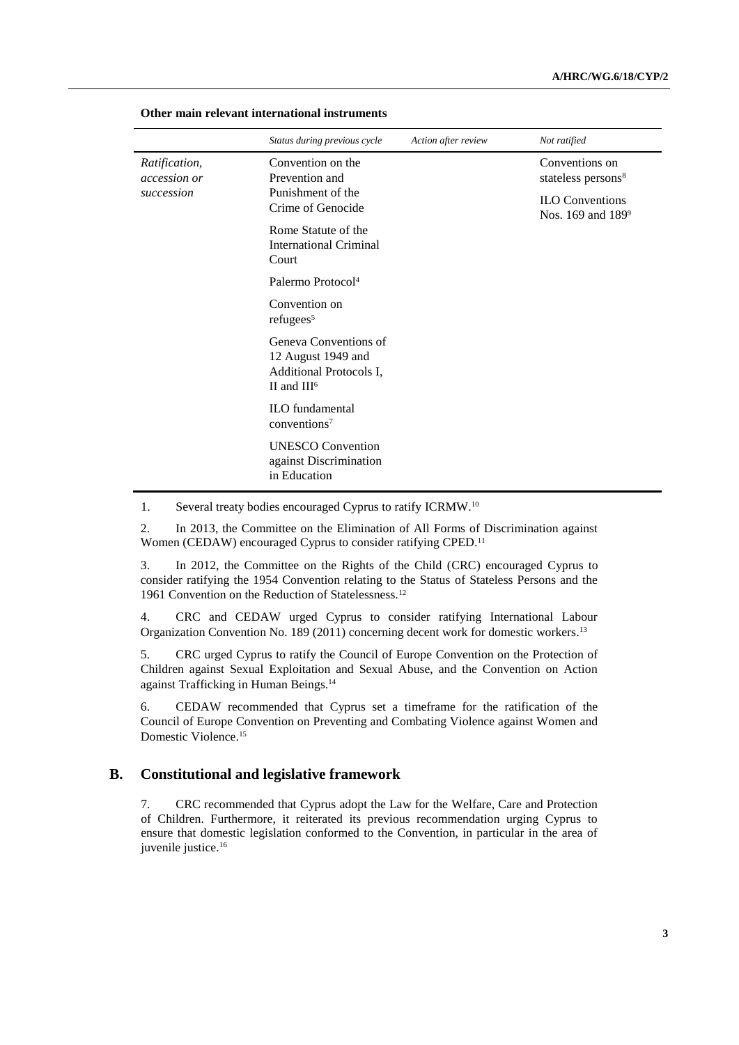**Other main relevant international instruments**

| | *Status during previous cycle* | *Action after review* | *Not ratified* |
|---|---|---|---|
| *Ratification, accession or succession* | Convention on the Prevention and Punishment of the Crime of Genocide<br><br>Rome Statute of the International Criminal Court<br><br>Palermo Protocol[4]<br><br>Convention on refugees[5]<br><br>Geneva Conventions of 12 August 1949 and Additional Protocols I, II and III[6]<br><br>ILO fundamental conventions[7]<br><br>UNESCO Convention against Discrimination in Education | | Conventions on stateless persons[8]<br><br>ILO Conventions Nos. 169 and 189[9] |

1. Several treaty bodies encouraged Cyprus to ratify ICRMW.[10]

2. In 2013, the Committee on the Elimination of All Forms of Discrimination against Women (CEDAW) encouraged Cyprus to consider ratifying CPED.[11]

3. In 2012, the Committee on the Rights of the Child (CRC) encouraged Cyprus to consider ratifying the 1954 Convention relating to the Status of Stateless Persons and the 1961 Convention on the Reduction of Statelessness.[12]

4. CRC and CEDAW urged Cyprus to consider ratifying International Labour Organization Convention No. 189 (2011) concerning decent work for domestic workers.[13]

5. CRC urged Cyprus to ratify the Council of Europe Convention on the Protection of Children against Sexual Exploitation and Sexual Abuse, and the Convention on Action against Trafficking in Human Beings.[14]

6. CEDAW recommended that Cyprus set a timeframe for the ratification of the Council of Europe Convention on Preventing and Combating Violence against Women and Domestic Violence.[15]

## B. Constitutional and legislative framework

7. CRC recommended that Cyprus adopt the Law for the Welfare, Care and Protection of Children. Furthermore, it reiterated its previous recommendation urging Cyprus to ensure that domestic legislation conformed to the Convention, in particular in the area of juvenile justice.[16]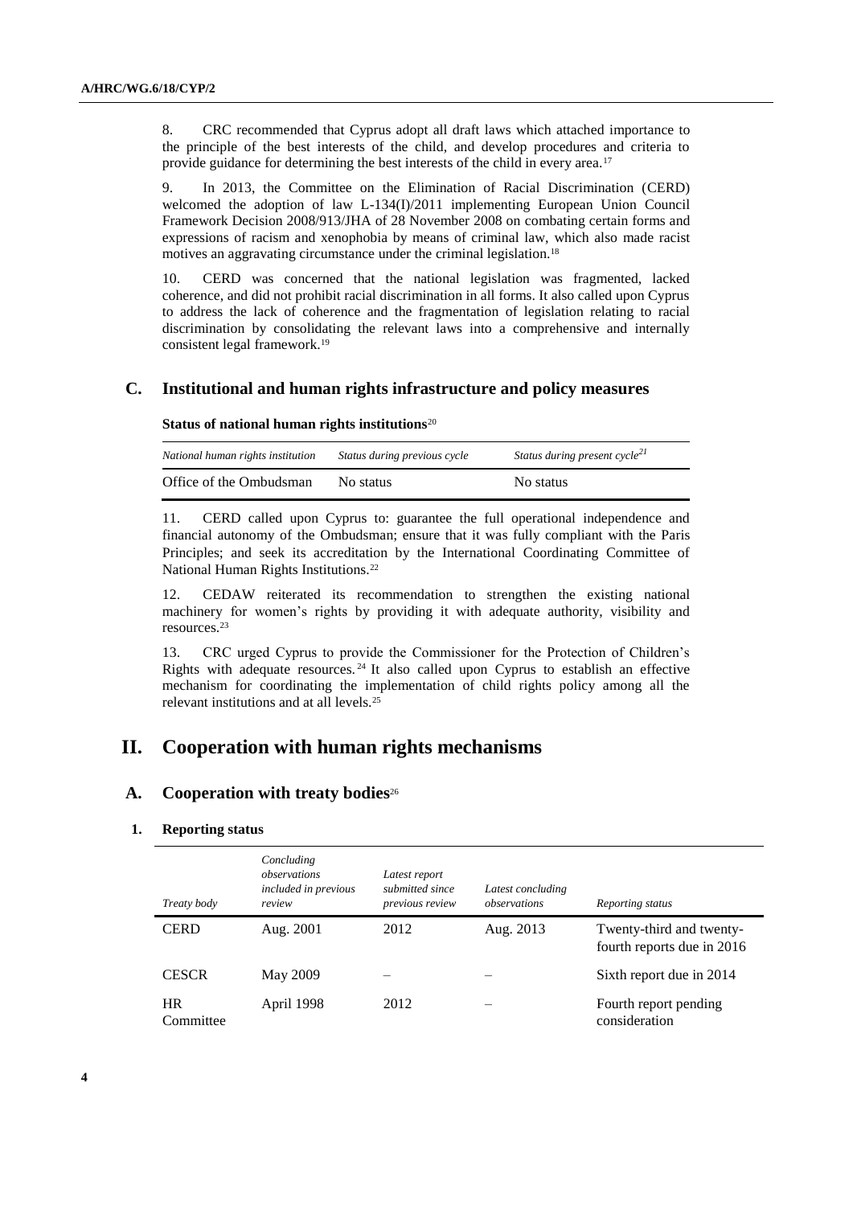8. CRC recommended that Cyprus adopt all draft laws which attached importance to the principle of the best interests of the child, and develop procedures and criteria to provide guidance for determining the best interests of the child in every area.[17]

9. In 2013, the Committee on the Elimination of Racial Discrimination (CERD) welcomed the adoption of law L-134(I)/2011 implementing European Union Council Framework Decision 2008/913/JHA of 28 November 2008 on combating certain forms and expressions of racism and xenophobia by means of criminal law, which also made racist motives an aggravating circumstance under the criminal legislation.[18]

10. CERD was concerned that the national legislation was fragmented, lacked coherence, and did not prohibit racial discrimination in all forms. It also called upon Cyprus to address the lack of coherence and the fragmentation of legislation relating to racial discrimination by consolidating the relevant laws into a comprehensive and internally consistent legal framework.[19]

## C. Institutional and human rights infrastructure and policy measures

**Status of national human rights institutions**[20]

| *National human rights institution* | *Status during previous cycle* | *Status during present cycle*[21] |
|---|---|---|
| Office of the Ombudsman | No status | No status |

11. CERD called upon Cyprus to: guarantee the full operational independence and financial autonomy of the Ombudsman; ensure that it was fully compliant with the Paris Principles; and seek its accreditation by the International Coordinating Committee of National Human Rights Institutions.[22]

12. CEDAW reiterated its recommendation to strengthen the existing national machinery for women's rights by providing it with adequate authority, visibility and resources.[23]

13. CRC urged Cyprus to provide the Commissioner for the Protection of Children's Rights with adequate resources.[24] It also called upon Cyprus to establish an effective mechanism for coordinating the implementation of child rights policy among all the relevant institutions and at all levels.[25]

# II. Cooperation with human rights mechanisms

## A. Cooperation with treaty bodies[26]

### 1. Reporting status

| *Treaty body* | *Concluding observations included in previous review* | *Latest report submitted since previous review* | *Latest concluding observations* | *Reporting status* |
|---|---|---|---|---|
| CERD | Aug. 2001 | 2012 | Aug. 2013 | Twenty-third and twenty-fourth reports due in 2016 |
| CESCR | May 2009 | – | – | Sixth report due in 2014 |
| HR Committee | April 1998 | 2012 | – | Fourth report pending consideration |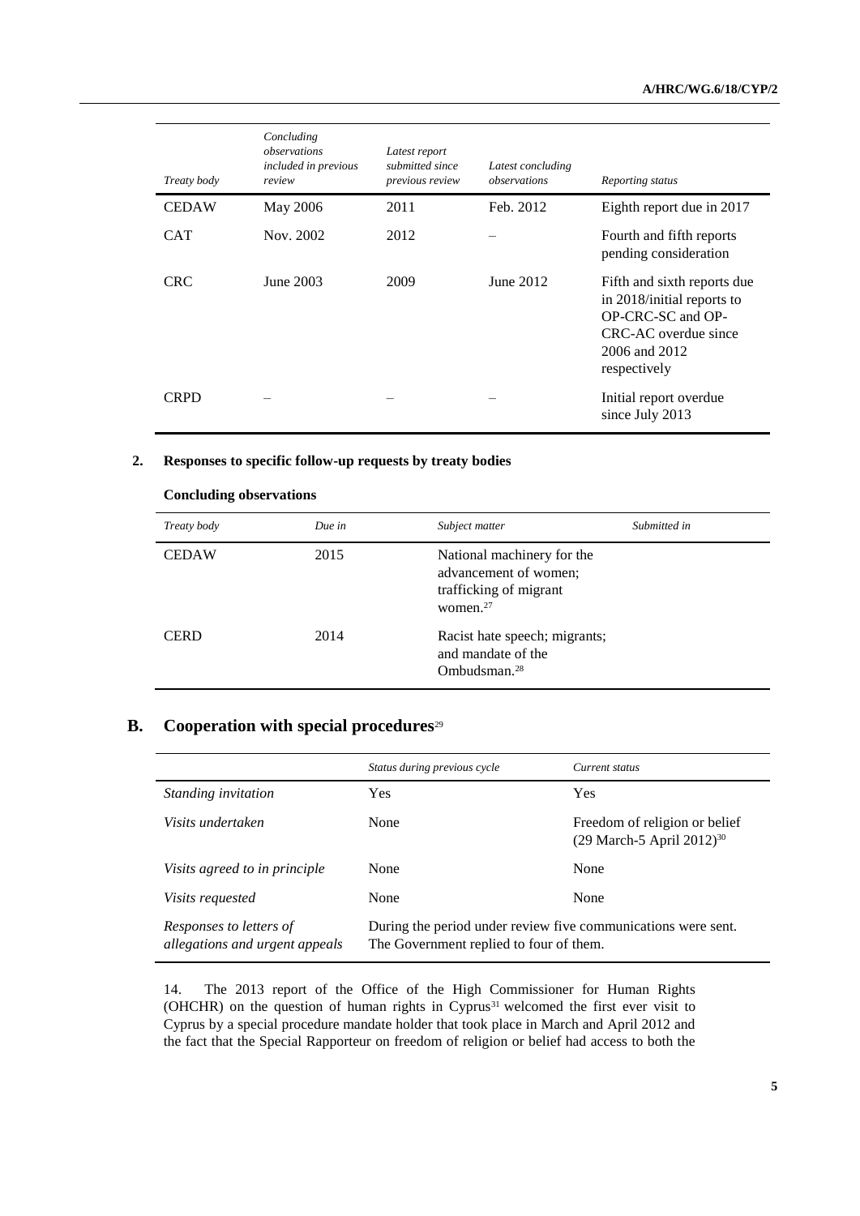| *Treaty body* | *Concluding observations included in previous review* | *Latest report submitted since previous review* | *Latest concluding observations* | *Reporting status* |
|---|---|---|---|---|
| CEDAW | May 2006 | 2011 | Feb. 2012 | Eighth report due in 2017 |
| CAT | Nov. 2002 | 2012 | – | Fourth and fifth reports pending consideration |
| CRC | June 2003 | 2009 | June 2012 | Fifth and sixth reports due in 2018/initial reports to OP-CRC-SC and OP-CRC-AC overdue since 2006 and 2012 respectively |
| CRPD | – | – | – | Initial report overdue since July 2013 |

## 2. Responses to specific follow-up requests by treaty bodies

**Concluding observations**

| *Treaty body* | *Due in* | *Subject matter* | *Submitted in* |
|---|---|---|---|
| CEDAW | 2015 | National machinery for the advancement of women; trafficking of migrant women.[27] | |
| CERD | 2014 | Racist hate speech; migrants; and mandate of the Ombudsman.[28] | |

# B. Cooperation with special procedures[29]

| | *Status during previous cycle* | *Current status* |
|---|---|---|
| *Standing invitation* | Yes | Yes |
| *Visits undertaken* | None | Freedom of religion or belief (29 March-5 April 2012)[30] |
| *Visits agreed to in principle* | None | None |
| *Visits requested* | None | None |
| *Responses to letters of allegations and urgent appeals* | During the period under review five communications were sent. The Government replied to four of them. | |

14. The 2013 report of the Office of the High Commissioner for Human Rights (OHCHR) on the question of human rights in Cyprus[31] welcomed the first ever visit to Cyprus by a special procedure mandate holder that took place in March and April 2012 and the fact that the Special Rapporteur on freedom of religion or belief had access to both the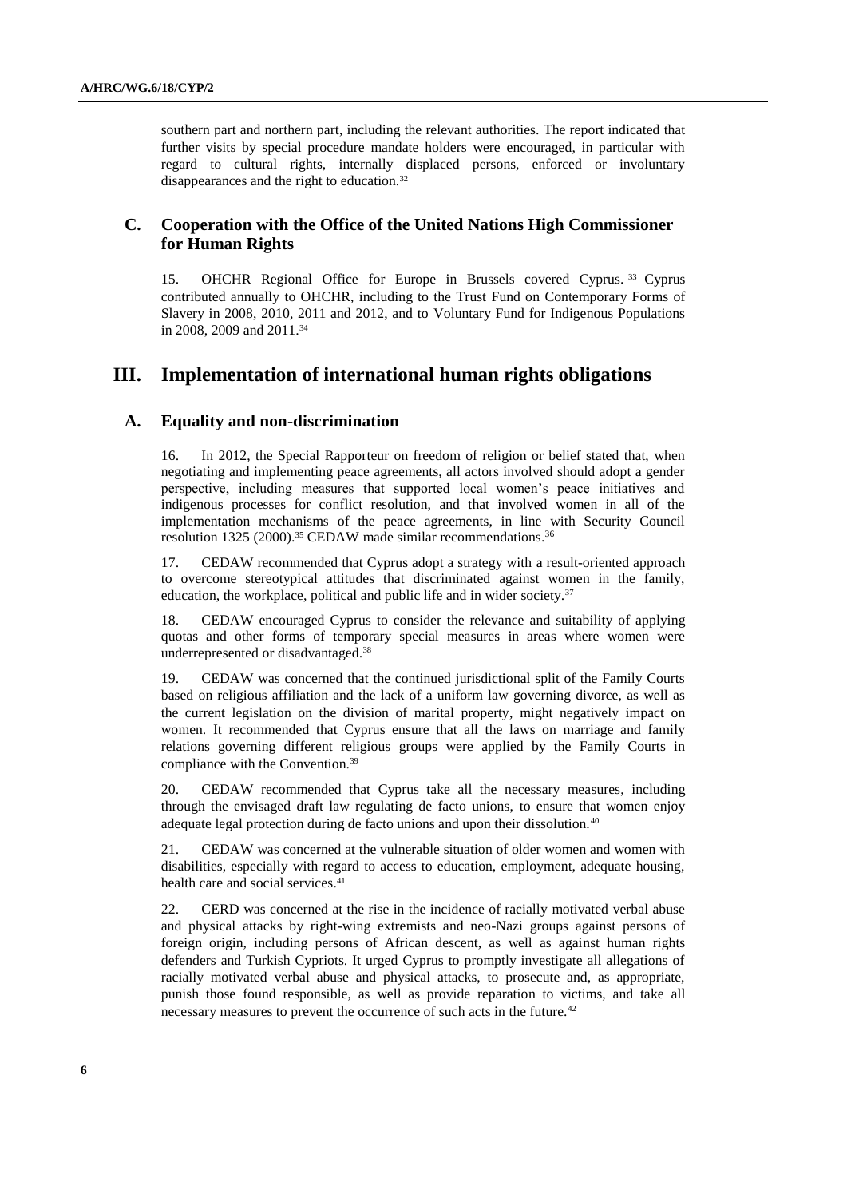southern part and northern part, including the relevant authorities. The report indicated that further visits by special procedure mandate holders were encouraged, in particular with regard to cultural rights, internally displaced persons, enforced or involuntary disappearances and the right to education.[32]

### C. Cooperation with the Office of the United Nations High Commissioner for Human Rights

15. OHCHR Regional Office for Europe in Brussels covered Cyprus.[33] Cyprus contributed annually to OHCHR, including to the Trust Fund on Contemporary Forms of Slavery in 2008, 2010, 2011 and 2012, and to Voluntary Fund for Indigenous Populations in 2008, 2009 and 2011.[34]

## III. Implementation of international human rights obligations

### A. Equality and non-discrimination

16. In 2012, the Special Rapporteur on freedom of religion or belief stated that, when negotiating and implementing peace agreements, all actors involved should adopt a gender perspective, including measures that supported local women's peace initiatives and indigenous processes for conflict resolution, and that involved women in all of the implementation mechanisms of the peace agreements, in line with Security Council resolution 1325 (2000).[35] CEDAW made similar recommendations.[36]

17. CEDAW recommended that Cyprus adopt a strategy with a result-oriented approach to overcome stereotypical attitudes that discriminated against women in the family, education, the workplace, political and public life and in wider society.[37]

18. CEDAW encouraged Cyprus to consider the relevance and suitability of applying quotas and other forms of temporary special measures in areas where women were underrepresented or disadvantaged.[38]

19. CEDAW was concerned that the continued jurisdictional split of the Family Courts based on religious affiliation and the lack of a uniform law governing divorce, as well as the current legislation on the division of marital property, might negatively impact on women. It recommended that Cyprus ensure that all the laws on marriage and family relations governing different religious groups were applied by the Family Courts in compliance with the Convention.[39]

20. CEDAW recommended that Cyprus take all the necessary measures, including through the envisaged draft law regulating de facto unions, to ensure that women enjoy adequate legal protection during de facto unions and upon their dissolution.[40]

21. CEDAW was concerned at the vulnerable situation of older women and women with disabilities, especially with regard to access to education, employment, adequate housing, health care and social services.[41]

22. CERD was concerned at the rise in the incidence of racially motivated verbal abuse and physical attacks by right-wing extremists and neo-Nazi groups against persons of foreign origin, including persons of African descent, as well as against human rights defenders and Turkish Cypriots. It urged Cyprus to promptly investigate all allegations of racially motivated verbal abuse and physical attacks, to prosecute and, as appropriate, punish those found responsible, as well as provide reparation to victims, and take all necessary measures to prevent the occurrence of such acts in the future.[42]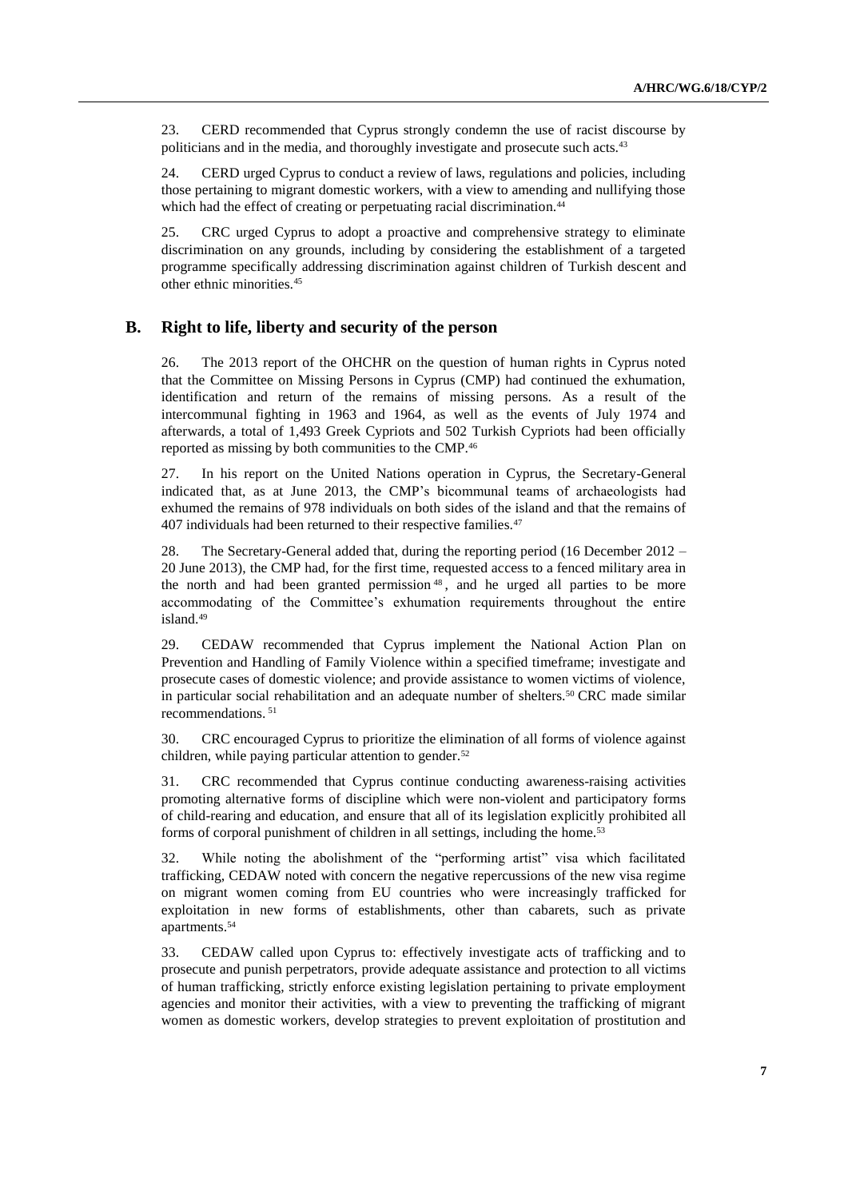23. CERD recommended that Cyprus strongly condemn the use of racist discourse by politicians and in the media, and thoroughly investigate and prosecute such acts.[43]

24. CERD urged Cyprus to conduct a review of laws, regulations and policies, including those pertaining to migrant domestic workers, with a view to amending and nullifying those which had the effect of creating or perpetuating racial discrimination.[44]

25. CRC urged Cyprus to adopt a proactive and comprehensive strategy to eliminate discrimination on any grounds, including by considering the establishment of a targeted programme specifically addressing discrimination against children of Turkish descent and other ethnic minorities.[45]

## B. Right to life, liberty and security of the person

26. The 2013 report of the OHCHR on the question of human rights in Cyprus noted that the Committee on Missing Persons in Cyprus (CMP) had continued the exhumation, identification and return of the remains of missing persons. As a result of the intercommunal fighting in 1963 and 1964, as well as the events of July 1974 and afterwards, a total of 1,493 Greek Cypriots and 502 Turkish Cypriots had been officially reported as missing by both communities to the CMP.[46]

27. In his report on the United Nations operation in Cyprus, the Secretary-General indicated that, as at June 2013, the CMP's bicommunal teams of archaeologists had exhumed the remains of 978 individuals on both sides of the island and that the remains of 407 individuals had been returned to their respective families.[47]

28. The Secretary-General added that, during the reporting period (16 December 2012 – 20 June 2013), the CMP had, for the first time, requested access to a fenced military area in the north and had been granted permission[48], and he urged all parties to be more accommodating of the Committee's exhumation requirements throughout the entire island.[49]

29. CEDAW recommended that Cyprus implement the National Action Plan on Prevention and Handling of Family Violence within a specified timeframe; investigate and prosecute cases of domestic violence; and provide assistance to women victims of violence, in particular social rehabilitation and an adequate number of shelters.[50] CRC made similar recommendations.[51]

30. CRC encouraged Cyprus to prioritize the elimination of all forms of violence against children, while paying particular attention to gender.[52]

31. CRC recommended that Cyprus continue conducting awareness-raising activities promoting alternative forms of discipline which were non-violent and participatory forms of child-rearing and education, and ensure that all of its legislation explicitly prohibited all forms of corporal punishment of children in all settings, including the home.[53]

32. While noting the abolishment of the "performing artist" visa which facilitated trafficking, CEDAW noted with concern the negative repercussions of the new visa regime on migrant women coming from EU countries who were increasingly trafficked for exploitation in new forms of establishments, other than cabarets, such as private apartments.[54]

33. CEDAW called upon Cyprus to: effectively investigate acts of trafficking and to prosecute and punish perpetrators, provide adequate assistance and protection to all victims of human trafficking, strictly enforce existing legislation pertaining to private employment agencies and monitor their activities, with a view to preventing the trafficking of migrant women as domestic workers, develop strategies to prevent exploitation of prostitution and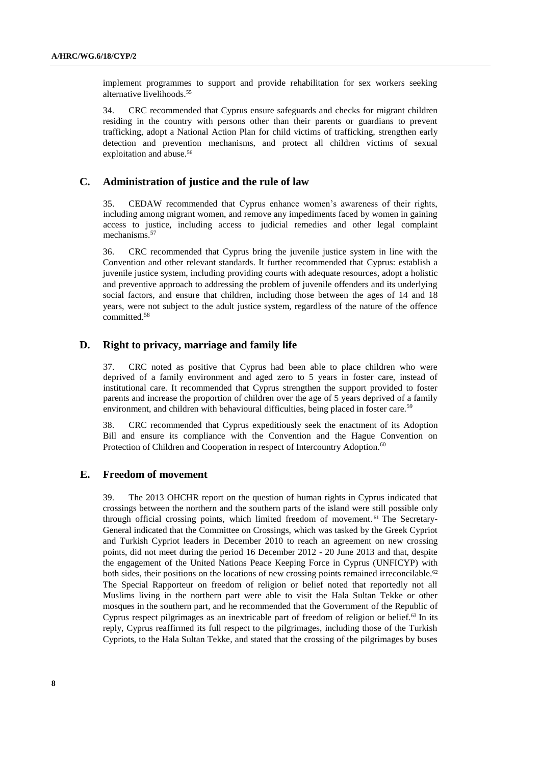implement programmes to support and provide rehabilitation for sex workers seeking alternative livelihoods.[55]

34. CRC recommended that Cyprus ensure safeguards and checks for migrant children residing in the country with persons other than their parents or guardians to prevent trafficking, adopt a National Action Plan for child victims of trafficking, strengthen early detection and prevention mechanisms, and protect all children victims of sexual exploitation and abuse.[56]

## C. Administration of justice and the rule of law

35. CEDAW recommended that Cyprus enhance women's awareness of their rights, including among migrant women, and remove any impediments faced by women in gaining access to justice, including access to judicial remedies and other legal complaint mechanisms.[57]

36. CRC recommended that Cyprus bring the juvenile justice system in line with the Convention and other relevant standards. It further recommended that Cyprus: establish a juvenile justice system, including providing courts with adequate resources, adopt a holistic and preventive approach to addressing the problem of juvenile offenders and its underlying social factors, and ensure that children, including those between the ages of 14 and 18 years, were not subject to the adult justice system, regardless of the nature of the offence committed.[58]

## D. Right to privacy, marriage and family life

37. CRC noted as positive that Cyprus had been able to place children who were deprived of a family environment and aged zero to 5 years in foster care, instead of institutional care. It recommended that Cyprus strengthen the support provided to foster parents and increase the proportion of children over the age of 5 years deprived of a family environment, and children with behavioural difficulties, being placed in foster care.[59]

38. CRC recommended that Cyprus expeditiously seek the enactment of its Adoption Bill and ensure its compliance with the Convention and the Hague Convention on Protection of Children and Cooperation in respect of Intercountry Adoption.[60]

## E. Freedom of movement

39. The 2013 OHCHR report on the question of human rights in Cyprus indicated that crossings between the northern and the southern parts of the island were still possible only through official crossing points, which limited freedom of movement.[61] The Secretary-General indicated that the Committee on Crossings, which was tasked by the Greek Cypriot and Turkish Cypriot leaders in December 2010 to reach an agreement on new crossing points, did not meet during the period 16 December 2012 - 20 June 2013 and that, despite the engagement of the United Nations Peace Keeping Force in Cyprus (UNFICYP) with both sides, their positions on the locations of new crossing points remained irreconcilable.[62] The Special Rapporteur on freedom of religion or belief noted that reportedly not all Muslims living in the northern part were able to visit the Hala Sultan Tekke or other mosques in the southern part, and he recommended that the Government of the Republic of Cyprus respect pilgrimages as an inextricable part of freedom of religion or belief.[63] In its reply, Cyprus reaffirmed its full respect to the pilgrimages, including those of the Turkish Cypriots, to the Hala Sultan Tekke, and stated that the crossing of the pilgrimages by buses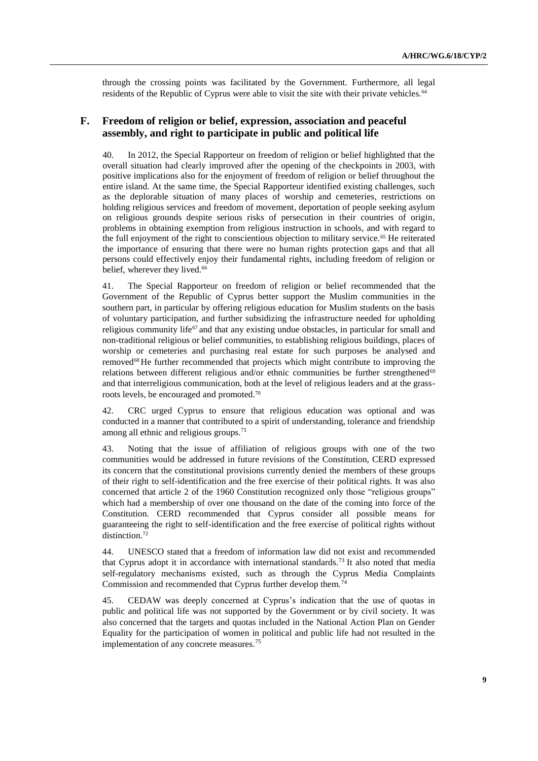through the crossing points was facilitated by the Government. Furthermore, all legal residents of the Republic of Cyprus were able to visit the site with their private vehicles.[64]

## F. Freedom of religion or belief, expression, association and peaceful assembly, and right to participate in public and political life

40. In 2012, the Special Rapporteur on freedom of religion or belief highlighted that the overall situation had clearly improved after the opening of the checkpoints in 2003, with positive implications also for the enjoyment of freedom of religion or belief throughout the entire island. At the same time, the Special Rapporteur identified existing challenges, such as the deplorable situation of many places of worship and cemeteries, restrictions on holding religious services and freedom of movement, deportation of people seeking asylum on religious grounds despite serious risks of persecution in their countries of origin, problems in obtaining exemption from religious instruction in schools, and with regard to the full enjoyment of the right to conscientious objection to military service.[65] He reiterated the importance of ensuring that there were no human rights protection gaps and that all persons could effectively enjoy their fundamental rights, including freedom of religion or belief, wherever they lived.[66]

41. The Special Rapporteur on freedom of religion or belief recommended that the Government of the Republic of Cyprus better support the Muslim communities in the southern part, in particular by offering religious education for Muslim students on the basis of voluntary participation, and further subsidizing the infrastructure needed for upholding religious community life[67] and that any existing undue obstacles, in particular for small and non-traditional religious or belief communities, to establishing religious buildings, places of worship or cemeteries and purchasing real estate for such purposes be analysed and removed[68] He further recommended that projects which might contribute to improving the relations between different religious and/or ethnic communities be further strengthened[69] and that interreligious communication, both at the level of religious leaders and at the grass-roots levels, be encouraged and promoted.[70]

42. CRC urged Cyprus to ensure that religious education was optional and was conducted in a manner that contributed to a spirit of understanding, tolerance and friendship among all ethnic and religious groups.[71]

43. Noting that the issue of affiliation of religious groups with one of the two communities would be addressed in future revisions of the Constitution, CERD expressed its concern that the constitutional provisions currently denied the members of these groups of their right to self-identification and the free exercise of their political rights. It was also concerned that article 2 of the 1960 Constitution recognized only those "religious groups" which had a membership of over one thousand on the date of the coming into force of the Constitution. CERD recommended that Cyprus consider all possible means for guaranteeing the right to self-identification and the free exercise of political rights without distinction.[72]

44. UNESCO stated that a freedom of information law did not exist and recommended that Cyprus adopt it in accordance with international standards.[73] It also noted that media self-regulatory mechanisms existed, such as through the Cyprus Media Complaints Commission and recommended that Cyprus further develop them.[74]

45. CEDAW was deeply concerned at Cyprus's indication that the use of quotas in public and political life was not supported by the Government or by civil society. It was also concerned that the targets and quotas included in the National Action Plan on Gender Equality for the participation of women in political and public life had not resulted in the implementation of any concrete measures.[75]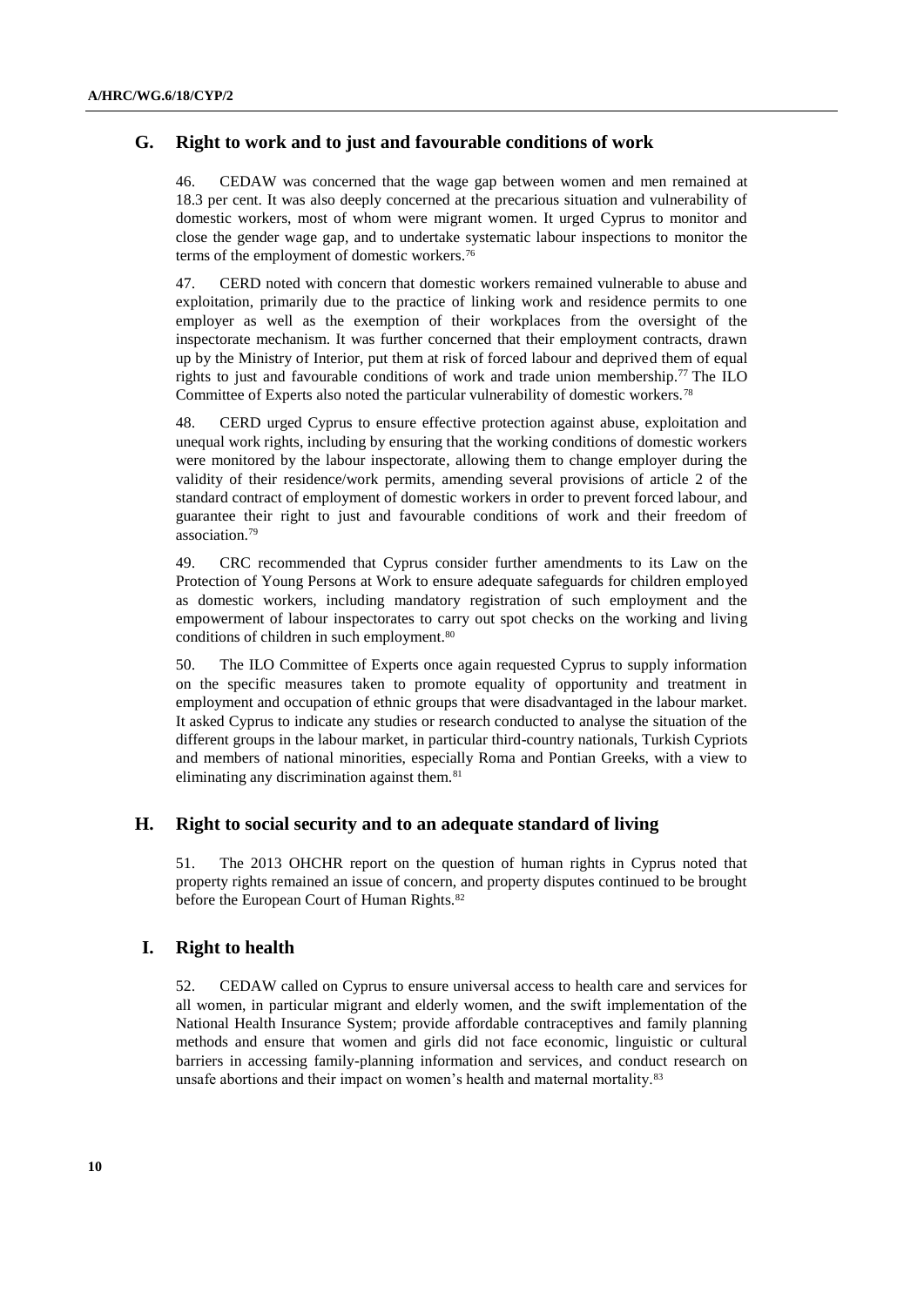## G. Right to work and to just and favourable conditions of work

46. CEDAW was concerned that the wage gap between women and men remained at 18.3 per cent. It was also deeply concerned at the precarious situation and vulnerability of domestic workers, most of whom were migrant women. It urged Cyprus to monitor and close the gender wage gap, and to undertake systematic labour inspections to monitor the terms of the employment of domestic workers.[76]

47. CERD noted with concern that domestic workers remained vulnerable to abuse and exploitation, primarily due to the practice of linking work and residence permits to one employer as well as the exemption of their workplaces from the oversight of the inspectorate mechanism. It was further concerned that their employment contracts, drawn up by the Ministry of Interior, put them at risk of forced labour and deprived them of equal rights to just and favourable conditions of work and trade union membership.[77] The ILO Committee of Experts also noted the particular vulnerability of domestic workers.[78]

48. CERD urged Cyprus to ensure effective protection against abuse, exploitation and unequal work rights, including by ensuring that the working conditions of domestic workers were monitored by the labour inspectorate, allowing them to change employer during the validity of their residence/work permits, amending several provisions of article 2 of the standard contract of employment of domestic workers in order to prevent forced labour, and guarantee their right to just and favourable conditions of work and their freedom of association.[79]

49. CRC recommended that Cyprus consider further amendments to its Law on the Protection of Young Persons at Work to ensure adequate safeguards for children employed as domestic workers, including mandatory registration of such employment and the empowerment of labour inspectorates to carry out spot checks on the working and living conditions of children in such employment.[80]

50. The ILO Committee of Experts once again requested Cyprus to supply information on the specific measures taken to promote equality of opportunity and treatment in employment and occupation of ethnic groups that were disadvantaged in the labour market. It asked Cyprus to indicate any studies or research conducted to analyse the situation of the different groups in the labour market, in particular third-country nationals, Turkish Cypriots and members of national minorities, especially Roma and Pontian Greeks, with a view to eliminating any discrimination against them.[81]

## H. Right to social security and to an adequate standard of living

51. The 2013 OHCHR report on the question of human rights in Cyprus noted that property rights remained an issue of concern, and property disputes continued to be brought before the European Court of Human Rights.[82]

## I. Right to health

52. CEDAW called on Cyprus to ensure universal access to health care and services for all women, in particular migrant and elderly women, and the swift implementation of the National Health Insurance System; provide affordable contraceptives and family planning methods and ensure that women and girls did not face economic, linguistic or cultural barriers in accessing family-planning information and services, and conduct research on unsafe abortions and their impact on women's health and maternal mortality.[83]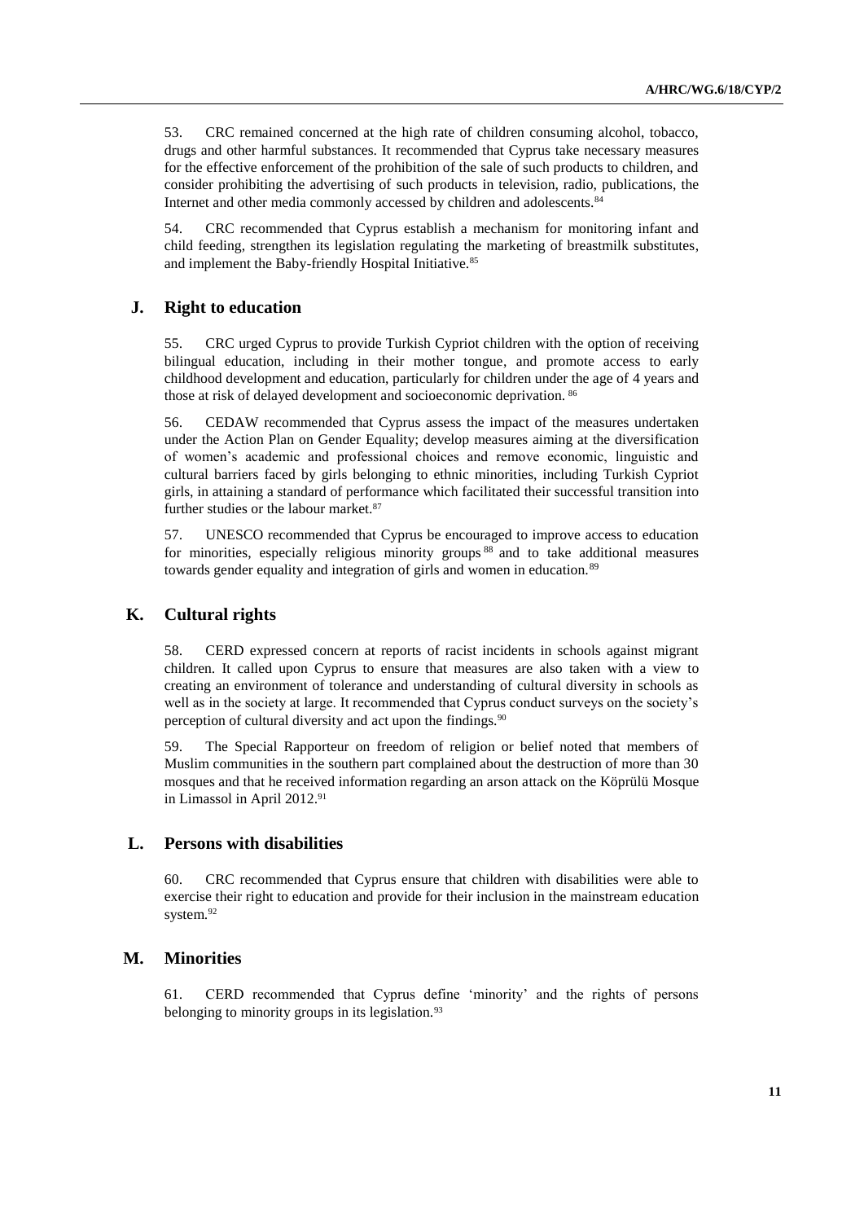53. CRC remained concerned at the high rate of children consuming alcohol, tobacco, drugs and other harmful substances. It recommended that Cyprus take necessary measures for the effective enforcement of the prohibition of the sale of such products to children, and consider prohibiting the advertising of such products in television, radio, publications, the Internet and other media commonly accessed by children and adolescents.[84]

54. CRC recommended that Cyprus establish a mechanism for monitoring infant and child feeding, strengthen its legislation regulating the marketing of breastmilk substitutes, and implement the Baby-friendly Hospital Initiative.[85]

## J. Right to education

55. CRC urged Cyprus to provide Turkish Cypriot children with the option of receiving bilingual education, including in their mother tongue, and promote access to early childhood development and education, particularly for children under the age of 4 years and those at risk of delayed development and socioeconomic deprivation.[86]

56. CEDAW recommended that Cyprus assess the impact of the measures undertaken under the Action Plan on Gender Equality; develop measures aiming at the diversification of women's academic and professional choices and remove economic, linguistic and cultural barriers faced by girls belonging to ethnic minorities, including Turkish Cypriot girls, in attaining a standard of performance which facilitated their successful transition into further studies or the labour market.[87]

57. UNESCO recommended that Cyprus be encouraged to improve access to education for minorities, especially religious minority groups[88] and to take additional measures towards gender equality and integration of girls and women in education.[89]

## K. Cultural rights

58. CERD expressed concern at reports of racist incidents in schools against migrant children. It called upon Cyprus to ensure that measures are also taken with a view to creating an environment of tolerance and understanding of cultural diversity in schools as well as in the society at large. It recommended that Cyprus conduct surveys on the society's perception of cultural diversity and act upon the findings.[90]

59. The Special Rapporteur on freedom of religion or belief noted that members of Muslim communities in the southern part complained about the destruction of more than 30 mosques and that he received information regarding an arson attack on the Köprülü Mosque in Limassol in April 2012.[91]

## L. Persons with disabilities

60. CRC recommended that Cyprus ensure that children with disabilities were able to exercise their right to education and provide for their inclusion in the mainstream education system.[92]

## M. Minorities

61. CERD recommended that Cyprus define 'minority' and the rights of persons belonging to minority groups in its legislation.[93]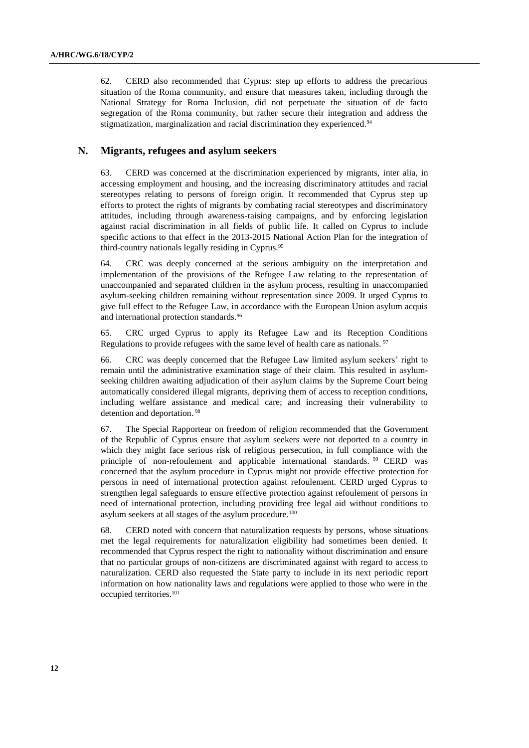62. CERD also recommended that Cyprus: step up efforts to address the precarious situation of the Roma community, and ensure that measures taken, including through the National Strategy for Roma Inclusion, did not perpetuate the situation of de facto segregation of the Roma community, but rather secure their integration and address the stigmatization, marginalization and racial discrimination they experienced.[94]

## N. Migrants, refugees and asylum seekers

63. CERD was concerned at the discrimination experienced by migrants, inter alia, in accessing employment and housing, and the increasing discriminatory attitudes and racial stereotypes relating to persons of foreign origin. It recommended that Cyprus step up efforts to protect the rights of migrants by combating racial stereotypes and discriminatory attitudes, including through awareness-raising campaigns, and by enforcing legislation against racial discrimination in all fields of public life. It called on Cyprus to include specific actions to that effect in the 2013-2015 National Action Plan for the integration of third-country nationals legally residing in Cyprus.[95]

64. CRC was deeply concerned at the serious ambiguity on the interpretation and implementation of the provisions of the Refugee Law relating to the representation of unaccompanied and separated children in the asylum process, resulting in unaccompanied asylum-seeking children remaining without representation since 2009. It urged Cyprus to give full effect to the Refugee Law, in accordance with the European Union asylum acquis and international protection standards.[96]

65. CRC urged Cyprus to apply its Refugee Law and its Reception Conditions Regulations to provide refugees with the same level of health care as nationals.[97]

66. CRC was deeply concerned that the Refugee Law limited asylum seekers' right to remain until the administrative examination stage of their claim. This resulted in asylum-seeking children awaiting adjudication of their asylum claims by the Supreme Court being automatically considered illegal migrants, depriving them of access to reception conditions, including welfare assistance and medical care; and increasing their vulnerability to detention and deportation.[98]

67. The Special Rapporteur on freedom of religion recommended that the Government of the Republic of Cyprus ensure that asylum seekers were not deported to a country in which they might face serious risk of religious persecution, in full compliance with the principle of non-refoulement and applicable international standards.[99] CERD was concerned that the asylum procedure in Cyprus might not provide effective protection for persons in need of international protection against refoulement. CERD urged Cyprus to strengthen legal safeguards to ensure effective protection against refoulement of persons in need of international protection, including providing free legal aid without conditions to asylum seekers at all stages of the asylum procedure.[100]

68. CERD noted with concern that naturalization requests by persons, whose situations met the legal requirements for naturalization eligibility had sometimes been denied. It recommended that Cyprus respect the right to nationality without discrimination and ensure that no particular groups of non-citizens are discriminated against with regard to access to naturalization. CERD also requested the State party to include in its next periodic report information on how nationality laws and regulations were applied to those who were in the occupied territories.[101]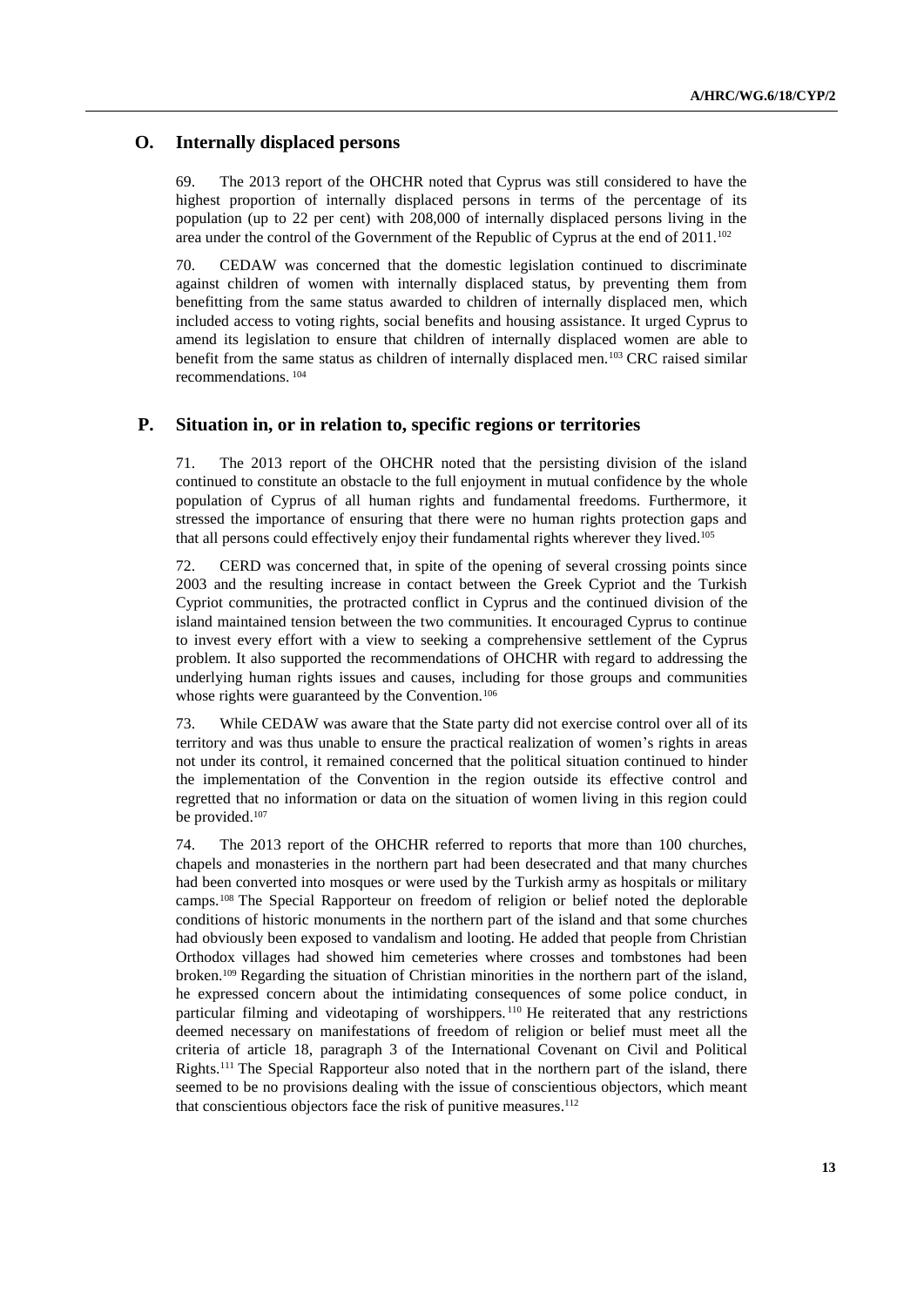## O. Internally displaced persons

69. The 2013 report of the OHCHR noted that Cyprus was still considered to have the highest proportion of internally displaced persons in terms of the percentage of its population (up to 22 per cent) with 208,000 of internally displaced persons living in the area under the control of the Government of the Republic of Cyprus at the end of 2011.[102]

70. CEDAW was concerned that the domestic legislation continued to discriminate against children of women with internally displaced status, by preventing them from benefitting from the same status awarded to children of internally displaced men, which included access to voting rights, social benefits and housing assistance. It urged Cyprus to amend its legislation to ensure that children of internally displaced women are able to benefit from the same status as children of internally displaced men.[103] CRC raised similar recommendations.[104]

## P. Situation in, or in relation to, specific regions or territories

71. The 2013 report of the OHCHR noted that the persisting division of the island continued to constitute an obstacle to the full enjoyment in mutual confidence by the whole population of Cyprus of all human rights and fundamental freedoms. Furthermore, it stressed the importance of ensuring that there were no human rights protection gaps and that all persons could effectively enjoy their fundamental rights wherever they lived.[105]

72. CERD was concerned that, in spite of the opening of several crossing points since 2003 and the resulting increase in contact between the Greek Cypriot and the Turkish Cypriot communities, the protracted conflict in Cyprus and the continued division of the island maintained tension between the two communities. It encouraged Cyprus to continue to invest every effort with a view to seeking a comprehensive settlement of the Cyprus problem. It also supported the recommendations of OHCHR with regard to addressing the underlying human rights issues and causes, including for those groups and communities whose rights were guaranteed by the Convention.[106]

73. While CEDAW was aware that the State party did not exercise control over all of its territory and was thus unable to ensure the practical realization of women's rights in areas not under its control, it remained concerned that the political situation continued to hinder the implementation of the Convention in the region outside its effective control and regretted that no information or data on the situation of women living in this region could be provided.[107]

74. The 2013 report of the OHCHR referred to reports that more than 100 churches, chapels and monasteries in the northern part had been desecrated and that many churches had been converted into mosques or were used by the Turkish army as hospitals or military camps.[108] The Special Rapporteur on freedom of religion or belief noted the deplorable conditions of historic monuments in the northern part of the island and that some churches had obviously been exposed to vandalism and looting. He added that people from Christian Orthodox villages had showed him cemeteries where crosses and tombstones had been broken.[109] Regarding the situation of Christian minorities in the northern part of the island, he expressed concern about the intimidating consequences of some police conduct, in particular filming and videotaping of worshippers.[110] He reiterated that any restrictions deemed necessary on manifestations of freedom of religion or belief must meet all the criteria of article 18, paragraph 3 of the International Covenant on Civil and Political Rights.[111] The Special Rapporteur also noted that in the northern part of the island, there seemed to be no provisions dealing with the issue of conscientious objectors, which meant that conscientious objectors face the risk of punitive measures.[112]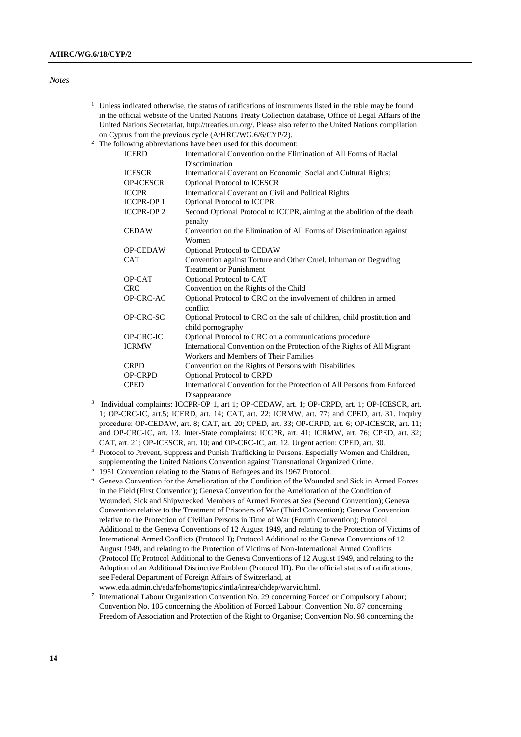*Notes*

[1] Unless indicated otherwise, the status of ratifications of instruments listed in the table may be found in the official website of the United Nations Treaty Collection database, Office of Legal Affairs of the United Nations Secretariat, http://treaties.un.org/. Please also refer to the United Nations compilation on Cyprus from the previous cycle (A/HRC/WG.6/6/CYP/2).

[2] The following abbreviations have been used for this document:

| | |
|---|---|
| ICERD | International Convention on the Elimination of All Forms of Racial Discrimination |
| ICESCR | International Covenant on Economic, Social and Cultural Rights; |
| OP-ICESCR | Optional Protocol to ICESCR |
| ICCPR | International Covenant on Civil and Political Rights |
| ICCPR-OP 1 | Optional Protocol to ICCPR |
| ICCPR-OP 2 | Second Optional Protocol to ICCPR, aiming at the abolition of the death penalty |
| CEDAW | Convention on the Elimination of All Forms of Discrimination against Women |
| OP-CEDAW | Optional Protocol to CEDAW |
| CAT | Convention against Torture and Other Cruel, Inhuman or Degrading Treatment or Punishment |
| OP-CAT | Optional Protocol to CAT |
| CRC | Convention on the Rights of the Child |
| OP-CRC-AC | Optional Protocol to CRC on the involvement of children in armed conflict |
| OP-CRC-SC | Optional Protocol to CRC on the sale of children, child prostitution and child pornography |
| OP-CRC-IC | Optional Protocol to CRC on a communications procedure |
| ICRMW | International Convention on the Protection of the Rights of All Migrant Workers and Members of Their Families |
| CRPD | Convention on the Rights of Persons with Disabilities |
| OP-CRPD | Optional Protocol to CRPD |
| CPED | International Convention for the Protection of All Persons from Enforced Disappearance |

[3] Individual complaints: ICCPR-OP 1, art 1; OP-CEDAW, art. 1; OP-CRPD, art. 1; OP-ICESCR, art. 1; OP-CRC-IC, art.5; ICERD, art. 14; CAT, art. 22; ICRMW, art. 77; and CPED, art. 31. Inquiry procedure: OP-CEDAW, art. 8; CAT, art. 20; CPED, art. 33; OP-CRPD, art. 6; OP-ICESCR, art. 11; and OP-CRC-IC, art. 13. Inter-State complaints: ICCPR, art. 41; ICRMW, art. 76; CPED, art. 32; CAT, art. 21; OP-ICESCR, art. 10; and OP-CRC-IC, art. 12. Urgent action: CPED, art. 30.

[4] Protocol to Prevent, Suppress and Punish Trafficking in Persons, Especially Women and Children, supplementing the United Nations Convention against Transnational Organized Crime.

[5] 1951 Convention relating to the Status of Refugees and its 1967 Protocol.

[6] Geneva Convention for the Amelioration of the Condition of the Wounded and Sick in Armed Forces in the Field (First Convention); Geneva Convention for the Amelioration of the Condition of Wounded, Sick and Shipwrecked Members of Armed Forces at Sea (Second Convention); Geneva Convention relative to the Treatment of Prisoners of War (Third Convention); Geneva Convention relative to the Protection of Civilian Persons in Time of War (Fourth Convention); Protocol Additional to the Geneva Conventions of 12 August 1949, and relating to the Protection of Victims of International Armed Conflicts (Protocol I); Protocol Additional to the Geneva Conventions of 12 August 1949, and relating to the Protection of Victims of Non-International Armed Conflicts (Protocol II); Protocol Additional to the Geneva Conventions of 12 August 1949, and relating to the Adoption of an Additional Distinctive Emblem (Protocol III). For the official status of ratifications, see Federal Department of Foreign Affairs of Switzerland, at www.eda.admin.ch/eda/fr/home/topics/intla/intrea/chdep/warvic.html.

[7] International Labour Organization Convention No. 29 concerning Forced or Compulsory Labour; Convention No. 105 concerning the Abolition of Forced Labour; Convention No. 87 concerning Freedom of Association and Protection of the Right to Organise; Convention No. 98 concerning the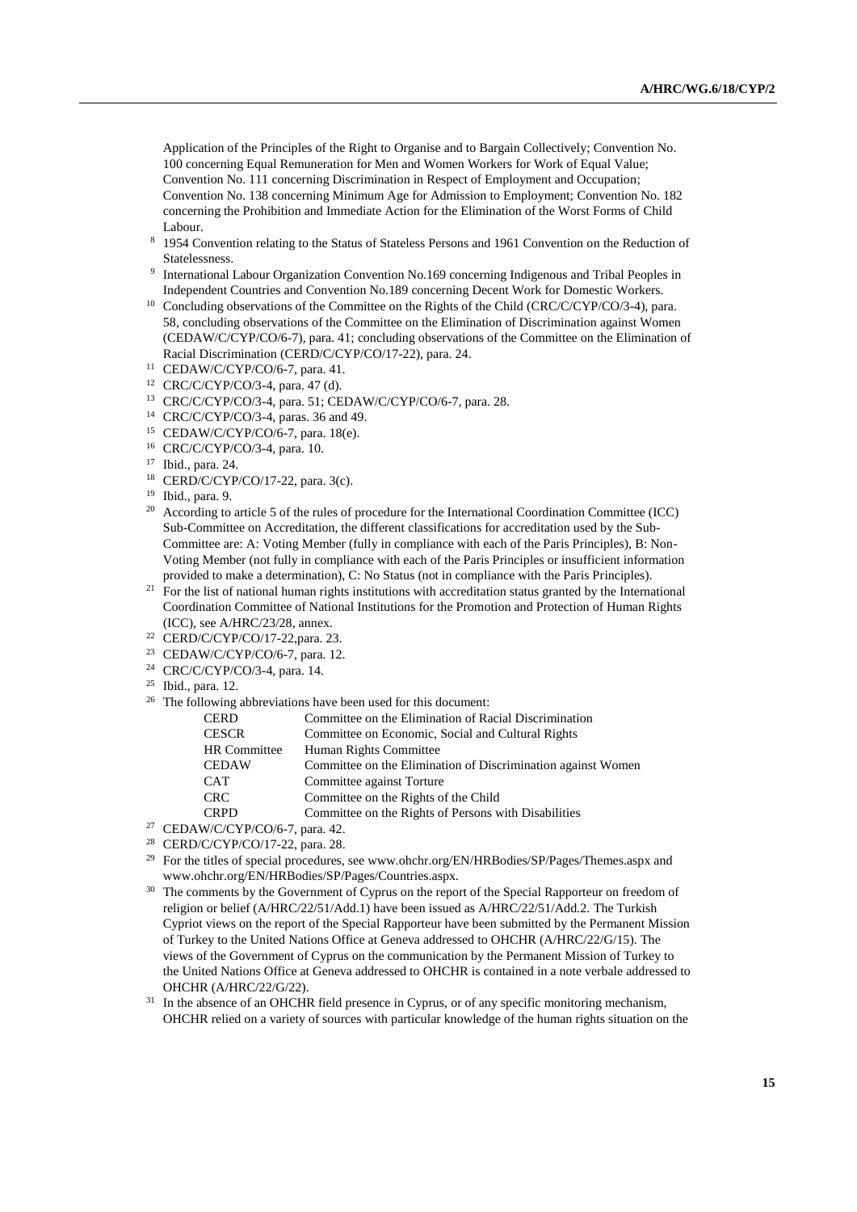Application of the Principles of the Right to Organise and to Bargain Collectively; Convention No. 100 concerning Equal Remuneration for Men and Women Workers for Work of Equal Value; Convention No. 111 concerning Discrimination in Respect of Employment and Occupation; Convention No. 138 concerning Minimum Age for Admission to Employment; Convention No. 182 concerning the Prohibition and Immediate Action for the Elimination of the Worst Forms of Child Labour.

[8] 1954 Convention relating to the Status of Stateless Persons and 1961 Convention on the Reduction of Statelessness.

[9] International Labour Organization Convention No.169 concerning Indigenous and Tribal Peoples in Independent Countries and Convention No.189 concerning Decent Work for Domestic Workers.

[10] Concluding observations of the Committee on the Rights of the Child (CRC/C/CYP/CO/3-4), para. 58, concluding observations of the Committee on the Elimination of Discrimination against Women (CEDAW/C/CYP/CO/6-7), para. 41; concluding observations of the Committee on the Elimination of Racial Discrimination (CERD/C/CYP/CO/17-22), para. 24.

[11] CEDAW/C/CYP/CO/6-7, para. 41.

[12] CRC/C/CYP/CO/3-4, para. 47 (d).

[13] CRC/C/CYP/CO/3-4, para. 51; CEDAW/C/CYP/CO/6-7, para. 28.

[14] CRC/C/CYP/CO/3-4, paras. 36 and 49.

[15] CEDAW/C/CYP/CO/6-7, para. 18(e).

[16] CRC/C/CYP/CO/3-4, para. 10.

[17] Ibid., para. 24.

[18] CERD/C/CYP/CO/17-22, para. 3(c).

[19] Ibid., para. 9.

[20] According to article 5 of the rules of procedure for the International Coordination Committee (ICC) Sub-Committee on Accreditation, the different classifications for accreditation used by the Sub-Committee are: A: Voting Member (fully in compliance with each of the Paris Principles), B: Non-Voting Member (not fully in compliance with each of the Paris Principles or insufficient information provided to make a determination), C: No Status (not in compliance with the Paris Principles).

[21] For the list of national human rights institutions with accreditation status granted by the International Coordination Committee of National Institutions for the Promotion and Protection of Human Rights (ICC), see A/HRC/23/28, annex.

[22] CERD/C/CYP/CO/17-22,para. 23.

[23] CEDAW/C/CYP/CO/6-7, para. 12.

[24] CRC/C/CYP/CO/3-4, para. 14.

[25] Ibid., para. 12.

[26] The following abbreviations have been used for this document:

| | |
|---|---|
| CERD | Committee on the Elimination of Racial Discrimination |
| CESCR | Committee on Economic, Social and Cultural Rights |
| HR Committee | Human Rights Committee |
| CEDAW | Committee on the Elimination of Discrimination against Women |
| CAT | Committee against Torture |
| CRC | Committee on the Rights of the Child |
| CRPD | Committee on the Rights of Persons with Disabilities |

[27] CEDAW/C/CYP/CO/6-7, para. 42.

[28] CERD/C/CYP/CO/17-22, para. 28.

[29] For the titles of special procedures, see www.ohchr.org/EN/HRBodies/SP/Pages/Themes.aspx and www.ohchr.org/EN/HRBodies/SP/Pages/Countries.aspx.

[30] The comments by the Government of Cyprus on the report of the Special Rapporteur on freedom of religion or belief (A/HRC/22/51/Add.1) have been issued as A/HRC/22/51/Add.2. The Turkish Cypriot views on the report of the Special Rapporteur have been submitted by the Permanent Mission of Turkey to the United Nations Office at Geneva addressed to OHCHR (A/HRC/22/G/15). The views of the Government of Cyprus on the communication by the Permanent Mission of Turkey to the United Nations Office at Geneva addressed to OHCHR is contained in a note verbale addressed to OHCHR (A/HRC/22/G/22).

[31] In the absence of an OHCHR field presence in Cyprus, or of any specific monitoring mechanism, OHCHR relied on a variety of sources with particular knowledge of the human rights situation on the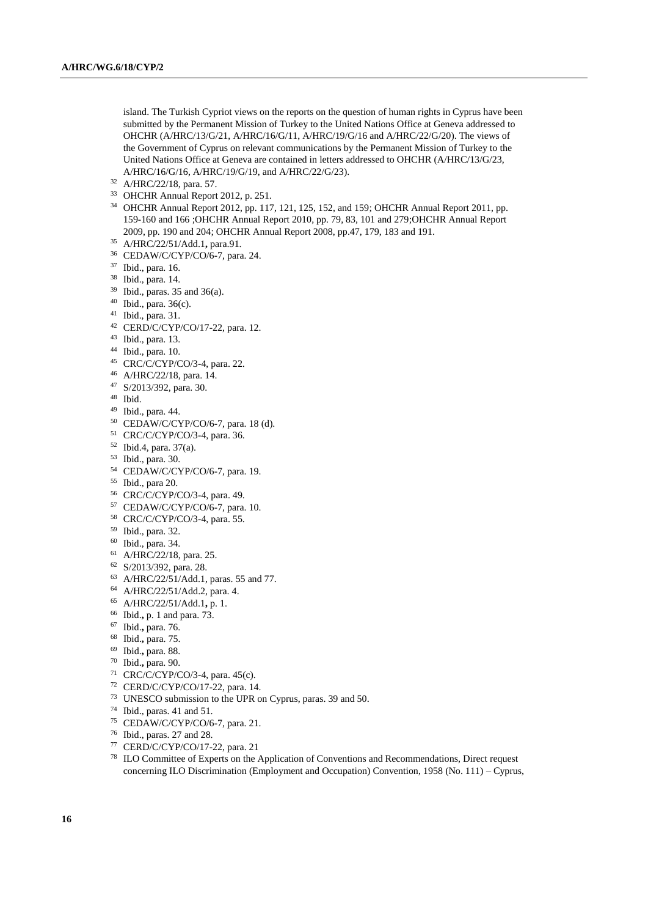island. The Turkish Cypriot views on the reports on the question of human rights in Cyprus have been submitted by the Permanent Mission of Turkey to the United Nations Office at Geneva addressed to OHCHR (A/HRC/13/G/21, A/HRC/16/G/11, A/HRC/19/G/16 and A/HRC/22/G/20). The views of the Government of Cyprus on relevant communications by the Permanent Mission of Turkey to the United Nations Office at Geneva are contained in letters addressed to OHCHR (A/HRC/13/G/23, A/HRC/16/G/16, A/HRC/19/G/19, and A/HRC/22/G/23).

[32] A/HRC/22/18, para. 57.

[33] OHCHR Annual Report 2012, p. 251.

[34] OHCHR Annual Report 2012, pp. 117, 121, 125, 152, and 159; OHCHR Annual Report 2011, pp. 159-160 and 166 ;OHCHR Annual Report 2010, pp. 79, 83, 101 and 279;OHCHR Annual Report 2009, pp. 190 and 204; OHCHR Annual Report 2008, pp.47, 179, 183 and 191.

[35] A/HRC/22/51/Add.1**,** para.91.

[36] CEDAW/C/CYP/CO/6-7, para. 24.

[37] Ibid., para. 16.

[38] Ibid., para. 14.

[39] Ibid., paras. 35 and 36(a).

[40] Ibid., para. 36(c).

[41] Ibid., para. 31.

[42] CERD/C/CYP/CO/17-22, para. 12.

[43] Ibid., para. 13.

[44] Ibid., para. 10.

[45] CRC/C/CYP/CO/3-4, para. 22.

[46] A/HRC/22/18, para. 14.

[47] S/2013/392, para. 30.

[48] Ibid.

[49] Ibid., para. 44.

[50] CEDAW/C/CYP/CO/6-7, para. 18 (d).

[51] CRC/C/CYP/CO/3-4, para. 36.

[52] Ibid.4, para. 37(a).

[53] Ibid., para. 30.

[54] CEDAW/C/CYP/CO/6-7, para. 19.

[55] Ibid., para 20.

[56] CRC/C/CYP/CO/3-4, para. 49.

[57] CEDAW/C/CYP/CO/6-7, para. 10.

[58] CRC/C/CYP/CO/3-4, para. 55.

[59] Ibid., para. 32.

[60] Ibid., para. 34.

[61] A/HRC/22/18, para. 25.

[62] S/2013/392, para. 28.

[63] A/HRC/22/51/Add.1, paras. 55 and 77.

[64] A/HRC/22/51/Add.2, para. 4.

[65] A/HRC/22/51/Add.1**,** p. 1.

[66] Ibid.**,** p. 1 and para. 73.

[67] Ibid.**,** para. 76.

[68] Ibid.**,** para. 75.

[69] Ibid.**,** para. 88.

[70] Ibid.**,** para. 90.

[71] CRC/C/CYP/CO/3-4, para. 45(c).

[72] CERD/C/CYP/CO/17-22, para. 14.

[73] UNESCO submission to the UPR on Cyprus, paras. 39 and 50.

[74] Ibid., paras. 41 and 51.

[75] CEDAW/C/CYP/CO/6-7, para. 21.

[76] Ibid., paras. 27 and 28.

[77] CERD/C/CYP/CO/17-22, para. 21

[78] ILO Committee of Experts on the Application of Conventions and Recommendations, Direct request concerning ILO Discrimination (Employment and Occupation) Convention, 1958 (No. 111) – Cyprus,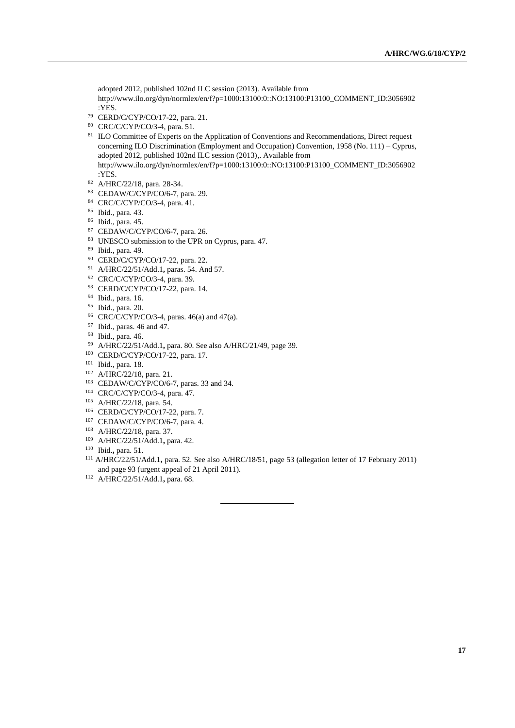adopted 2012, published 102nd ILC session (2013). Available from http://www.ilo.org/dyn/normlex/en/f?p=1000:13100:0::NO:13100:P13100_COMMENT_ID:3056902:YES.

[79] CERD/C/CYP/CO/17-22, para. 21.

[80] CRC/C/CYP/CO/3-4, para. 51.

[81] ILO Committee of Experts on the Application of Conventions and Recommendations, Direct request concerning ILO Discrimination (Employment and Occupation) Convention, 1958 (No. 111) – Cyprus, adopted 2012, published 102nd ILC session (2013),. Available from http://www.ilo.org/dyn/normlex/en/f?p=1000:13100:0::NO:13100:P13100_COMMENT_ID:3056902:YES.

[82] A/HRC/22/18, para. 28-34.

[83] CEDAW/C/CYP/CO/6-7, para. 29.

[84] CRC/C/CYP/CO/3-4, para. 41.

[85] Ibid., para. 43.

[86] Ibid., para. 45.

[87] CEDAW/C/CYP/CO/6-7, para. 26.

[88] UNESCO submission to the UPR on Cyprus, para. 47.

[89] Ibid., para. 49.

[90] CERD/C/CYP/CO/17-22, para. 22.

[91] A/HRC/22/51/Add.1**,** paras. 54. And 57.

[92] CRC/C/CYP/CO/3-4, para. 39.

[93] CERD/C/CYP/CO/17-22, para. 14.

[94] Ibid., para. 16.

[95] Ibid., para. 20.

[96] CRC/C/CYP/CO/3-4, paras. 46(a) and 47(a).

[97] Ibid., paras. 46 and 47.

[98] Ibid., para. 46.

[99] A/HRC/22/51/Add.1**,** para. 80. See also A/HRC/21/49, page 39.

[100] CERD/C/CYP/CO/17-22, para. 17.

[101] Ibid., para. 18.

[102] A/HRC/22/18, para. 21.

[103] CEDAW/C/CYP/CO/6-7, paras. 33 and 34.

[104] CRC/C/CYP/CO/3-4, para. 47.

[105] A/HRC/22/18, para. 54.

[106] CERD/C/CYP/CO/17-22, para. 7.

[107] CEDAW/C/CYP/CO/6-7, para. 4.

[108] A/HRC/22/18, para. 37.

[109] A/HRC/22/51/Add.1**,** para. 42.

[110] Ibid.**,** para. 51.

[111] A/HRC/22/51/Add.1**,** para. 52. See also A/HRC/18/51, page 53 (allegation letter of 17 February 2011) and page 93 (urgent appeal of 21 April 2011).

[112] A/HRC/22/51/Add.1**,** para. 68.